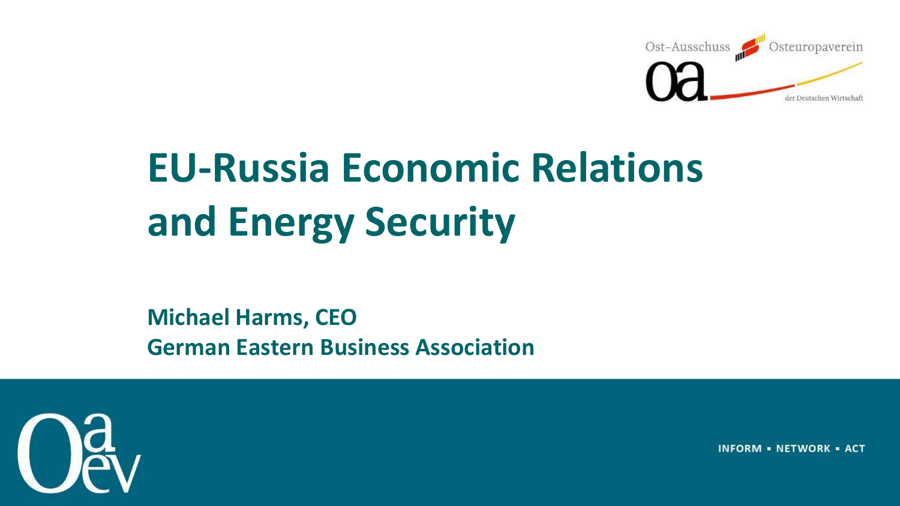Ost-Ausschuss Osteuropaverein der Deutschen Wirtschaft

# EU-Russia Economic Relations and Energy Security

**Michael Harms, CEO**
**German Eastern Business Association**

INFORM ▪ NETWORK ▪ ACT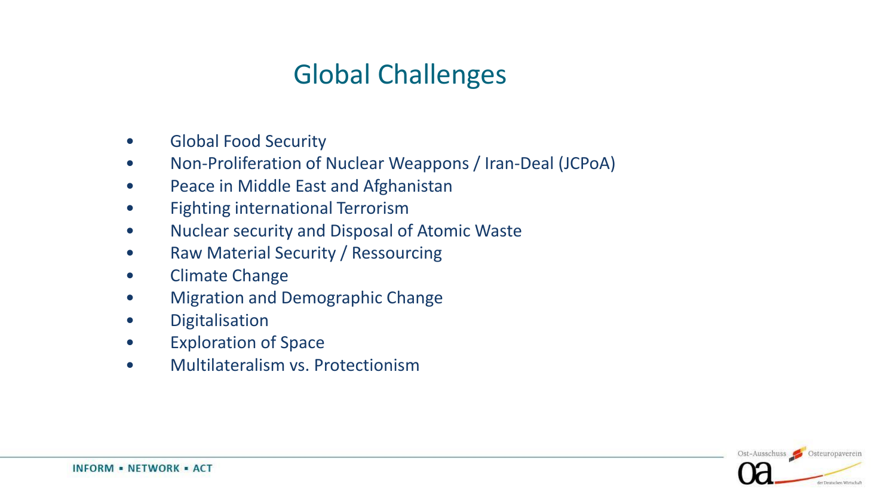# Global Challenges

- Global Food Security
- Non-Proliferation of Nuclear Weappons / Iran-Deal (JCPoA)
- Peace in Middle East and Afghanistan
- Fighting international Terrorism
- Nuclear security and Disposal of Atomic Waste
- Raw Material Security / Ressourcing
- Climate Change
- Migration and Demographic Change
- Digitalisation
- Exploration of Space
- Multilateralism vs. Protectionism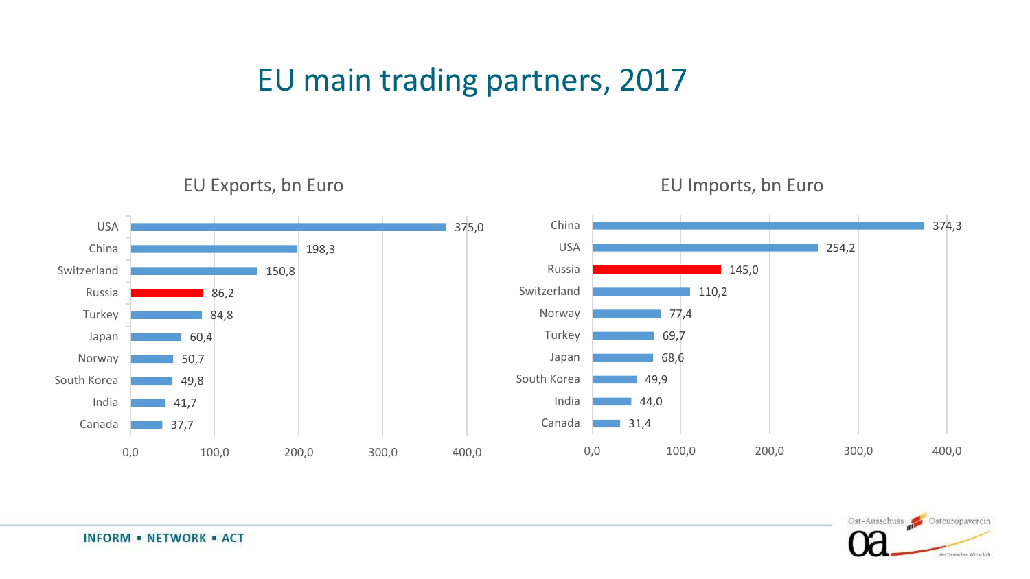# EU main trading partners, 2017

## EU Exports, bn Euro

| Country | bn Euro |
|---|---|
| USA | 375,0 |
| China | 198,3 |
| Switzerland | 150,8 |
| Russia | 86,2 |
| Turkey | 84,8 |
| Japan | 60,4 |
| Norway | 50,7 |
| South Korea | 49,8 |
| India | 41,7 |
| Canada | 37,7 |

## EU Imports, bn Euro

| Country | bn Euro |
|---|---|
| China | 374,3 |
| USA | 254,2 |
| Russia | 145,0 |
| Switzerland | 110,2 |
| Norway | 77,4 |
| Turkey | 69,7 |
| Japan | 68,6 |
| South Korea | 49,9 |
| India | 44,0 |
| Canada | 31,4 |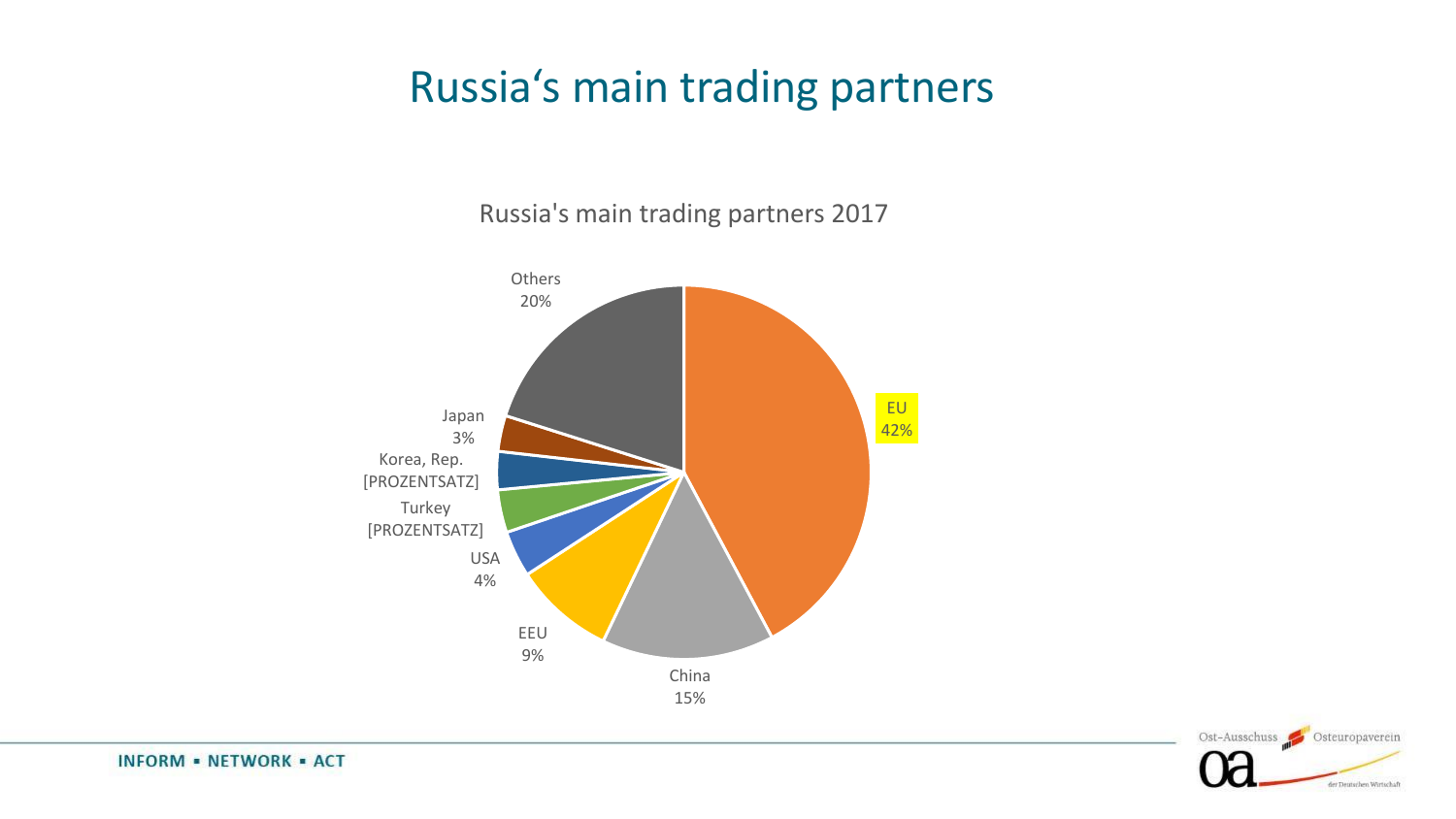# Russia's main trading partners

Russia's main trading partners 2017

| Partner | Share |
|---|---|
| EU | 42% |
| China | 15% |
| EEU | 9% |
| USA | 4% |
| Turkey | [PROZENTSATZ] |
| Korea, Rep. | [PROZENTSATZ] |
| Japan | 3% |
| Others | 20% |

INFORM ▪ NETWORK ▪ ACT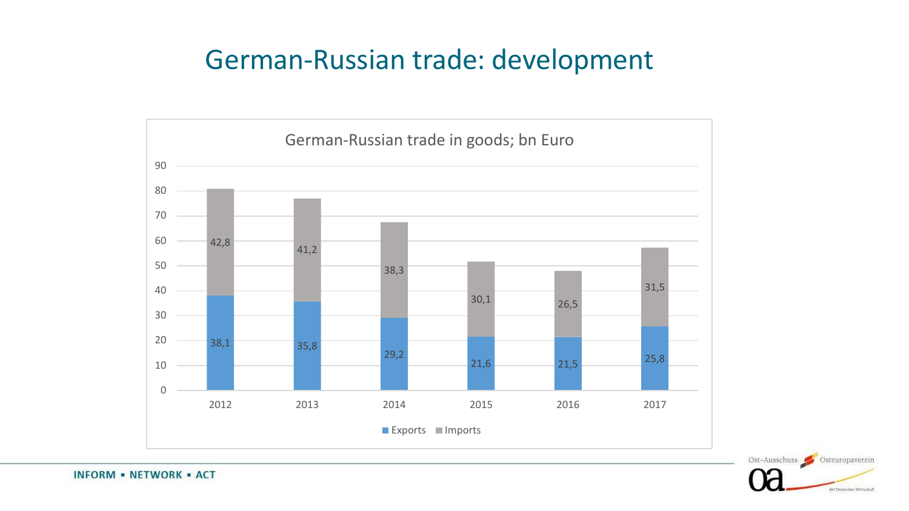# German-Russian trade: development

German-Russian trade in goods; bn Euro

| Year | Exports | Imports |
|---|---|---|
| 2012 | 38,1 | 42,8 |
| 2013 | 35,8 | 41,2 |
| 2014 | 29,2 | 38,3 |
| 2015 | 21,6 | 30,1 |
| 2016 | 21,5 | 26,5 |
| 2017 | 25,8 | 31,5 |

INFORM ▪ NETWORK ▪ ACT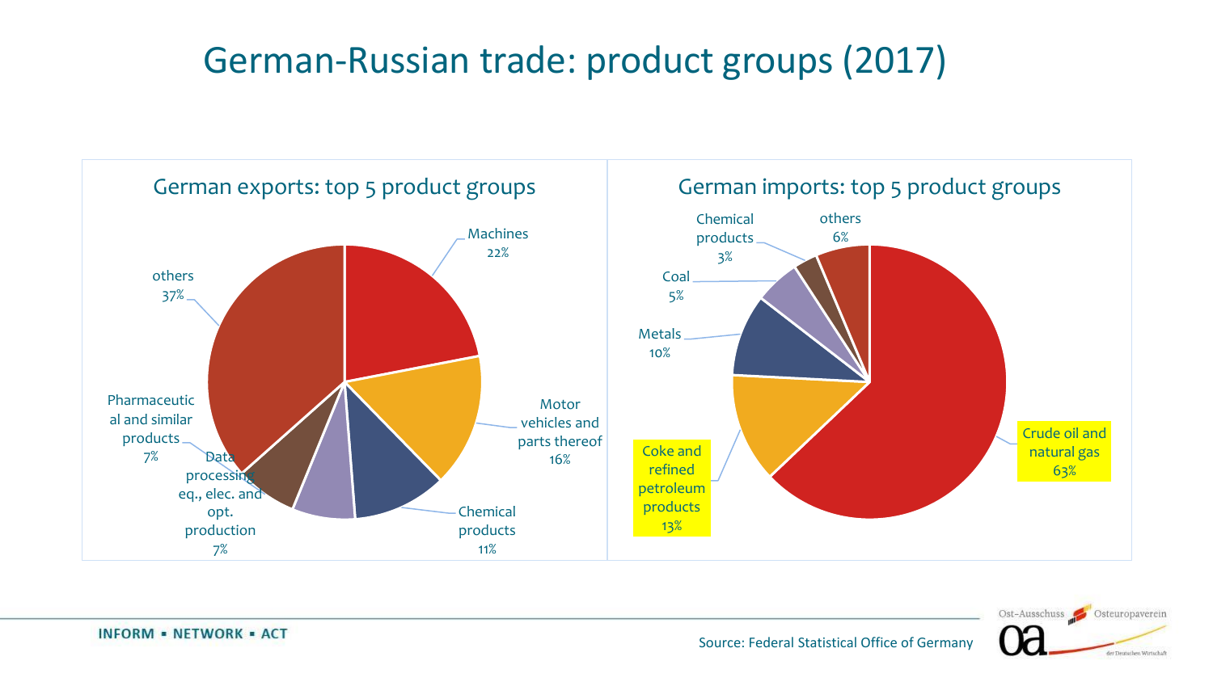# German-Russian trade: product groups (2017)

## German exports: top 5 product groups

| Product group | Share |
|---|---|
| Machines | 22% |
| Motor vehicles and parts thereof | 16% |
| Chemical products | 11% |
| Data processing eq., elec. and opt. production | 7% |
| Pharmaceutical and similar products | 7% |
| others | 37% |

## German imports: top 5 product groups

| Product group | Share |
|---|---|
| Crude oil and natural gas | 63% |
| Coke and refined petroleum products | 13% |
| Metals | 10% |
| Coal | 5% |
| Chemical products | 3% |
| others | 6% |

Source: Federal Statistical Office of Germany

INFORM ▪ NETWORK ▪ ACT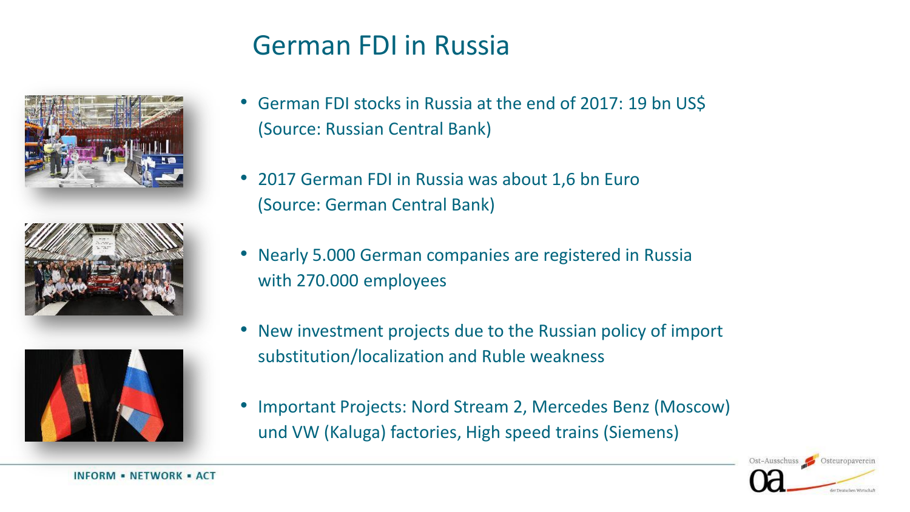# German FDI in Russia

- German FDI stocks in Russia at the end of 2017: 19 bn US$ (Source: Russian Central Bank)
- 2017 German FDI in Russia was about 1,6 bn Euro (Source: German Central Bank)
- Nearly 5.000 German companies are registered in Russia with 270.000 employees
- New investment projects due to the Russian policy of import substitution/localization and Ruble weakness
- Important Projects: Nord Stream 2, Mercedes Benz (Moscow) und VW (Kaluga) factories, High speed trains (Siemens)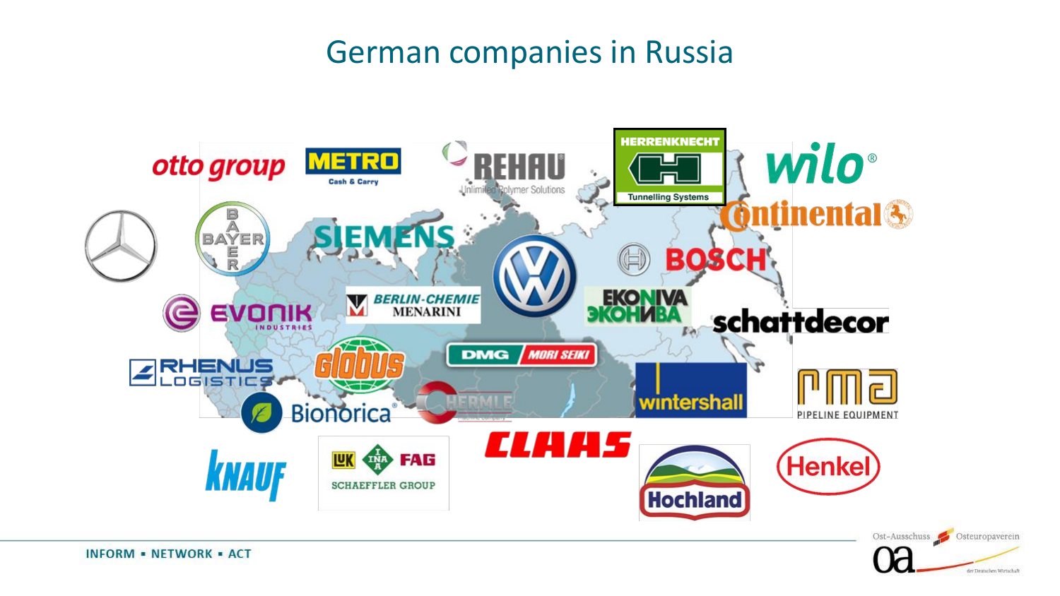# German companies in Russia

otto group, METRO Cash & Carry, REHAU Unlimited Polymer Solutions, HERRENKNECHT Tunnelling Systems, wilo, Continental, Mercedes-Benz, BAYER, SIEMENS, Volkswagen, BOSCH, EKONIVA ЭКОНИВА, EVONIK INDUSTRIES, BERLIN-CHEMIE MENARINI, schattdecor, RHENUS LOGISTICS, globus, DMG MORI SEIKI, wintershall, rma PIPELINE EQUIPMENT, Bionorica, HERMLE, KNAUF, LuK INA FAG SCHAEFFLER GROUP, CLAAS, Hochland, Henkel

INFORM ▪ NETWORK ▪ ACT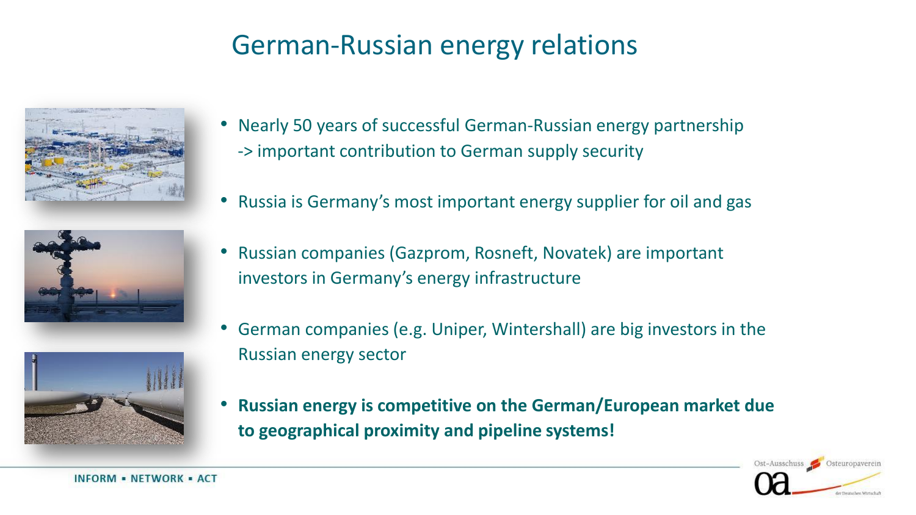# German-Russian energy relations

- Nearly 50 years of successful German-Russian energy partnership -> important contribution to German supply security
- Russia is Germany's most important energy supplier for oil and gas
- Russian companies (Gazprom, Rosneft, Novatek) are important investors in Germany's energy infrastructure
- German companies (e.g. Uniper, Wintershall) are big investors in the Russian energy sector
- **Russian energy is competitive on the German/European market due to geographical proximity and pipeline systems!**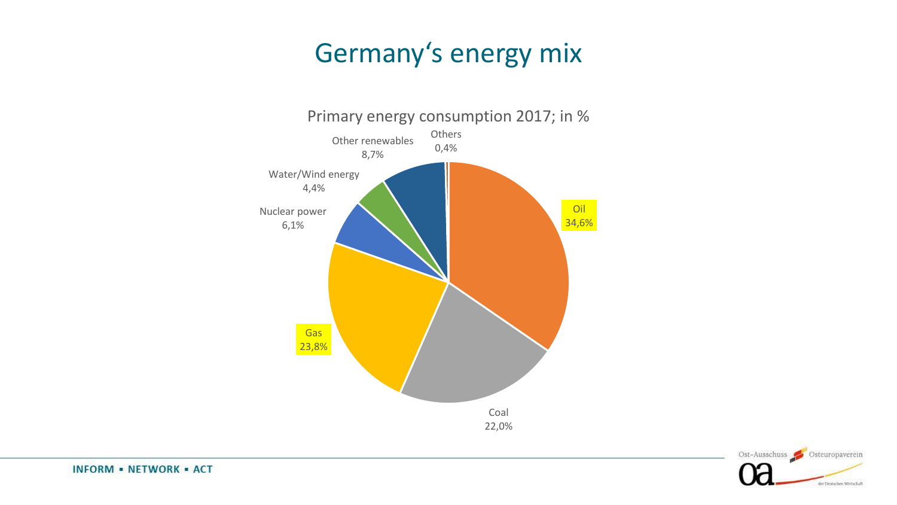# Germany's energy mix

Primary energy consumption 2017; in %

| Source | Share |
| --- | --- |
| Oil | 34,6% |
| Coal | 22,0% |
| Gas | 23,8% |
| Nuclear power | 6,1% |
| Water/Wind energy | 4,4% |
| Other renewables | 8,7% |
| Others | 0,4% |

INFORM ▪ NETWORK ▪ ACT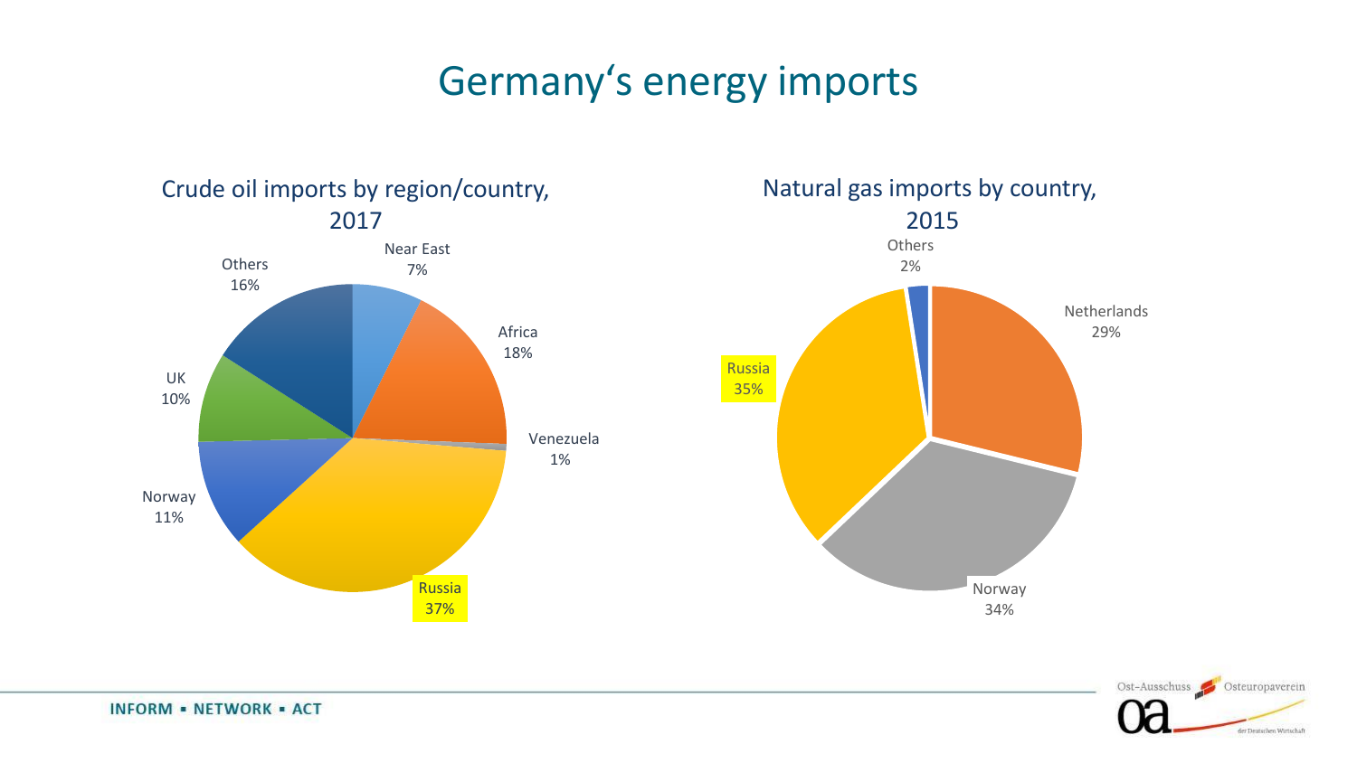# Germany's energy imports

## Crude oil imports by region/country, 2017

| Region/country | Share |
|---|---|
| Near East | 7% |
| Africa | 18% |
| Venezuela | 1% |
| Russia | 37% |
| Norway | 11% |
| UK | 10% |
| Others | 16% |

## Natural gas imports by country, 2015

| Country | Share |
|---|---|
| Netherlands | 29% |
| Norway | 34% |
| Russia | 35% |
| Others | 2% |

INFORM ▪ NETWORK ▪ ACT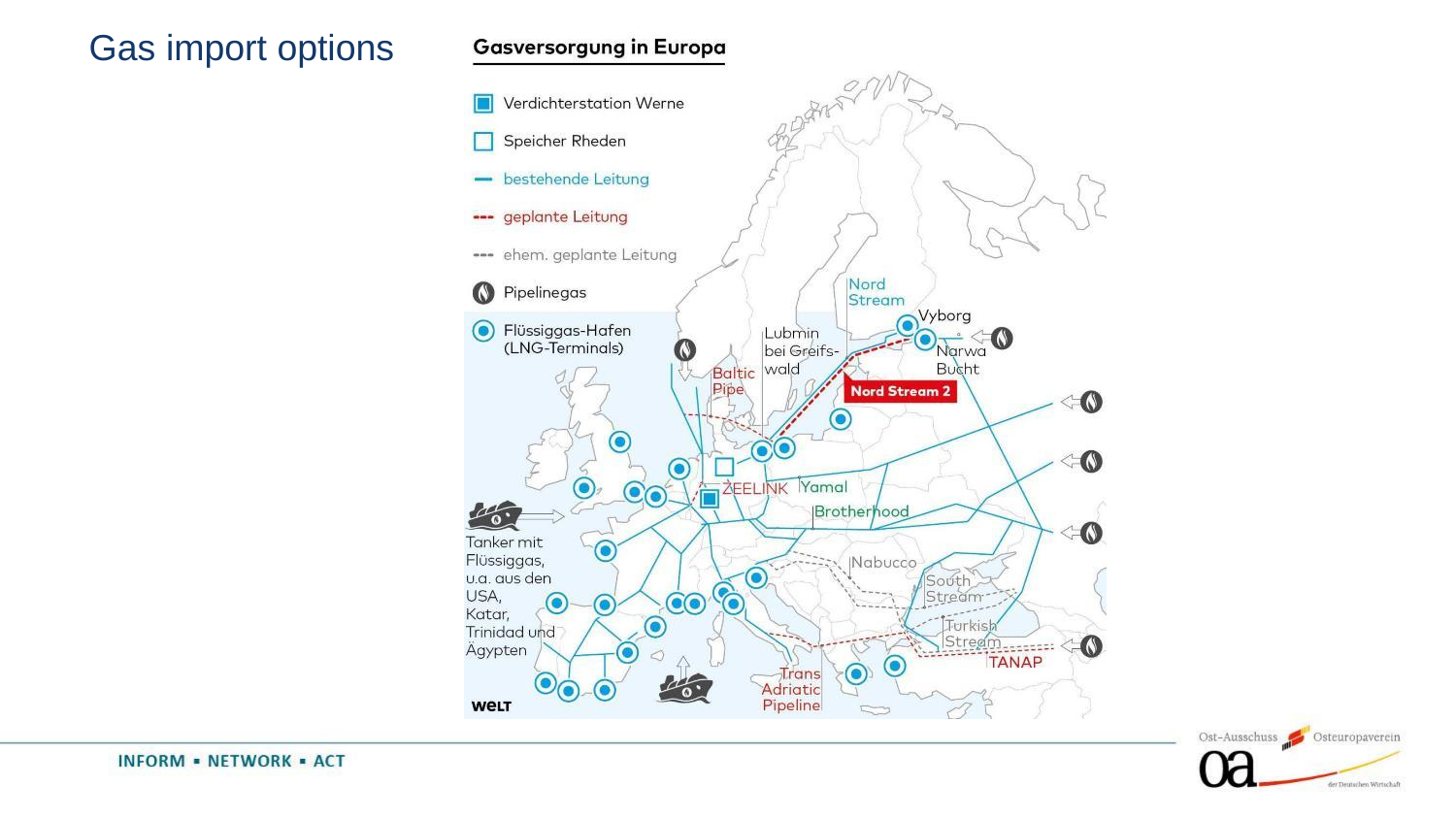# Gas import options

**Gasversorgung in Europa**

- Verdichterstation Werne
- Speicher Rheden
- bestehende Leitung
- geplante Leitung
- ehem. geplante Leitung
- Pipelinegas
- Flüssiggas-Hafen (LNG-Terminals)

Tanker mit Flüssiggas, u.a. aus den USA, Katar, Trinidad und Ägypten

Nord Stream · Vyborg · Narwa Bucht · Lubmin bei Greifswald · Baltic Pipe · Nord Stream 2 · ZEELINK · Yamal · Brotherhood · Nabucco · South Stream · Turkish Stream · TANAP · Trans Adriatic Pipeline

WELT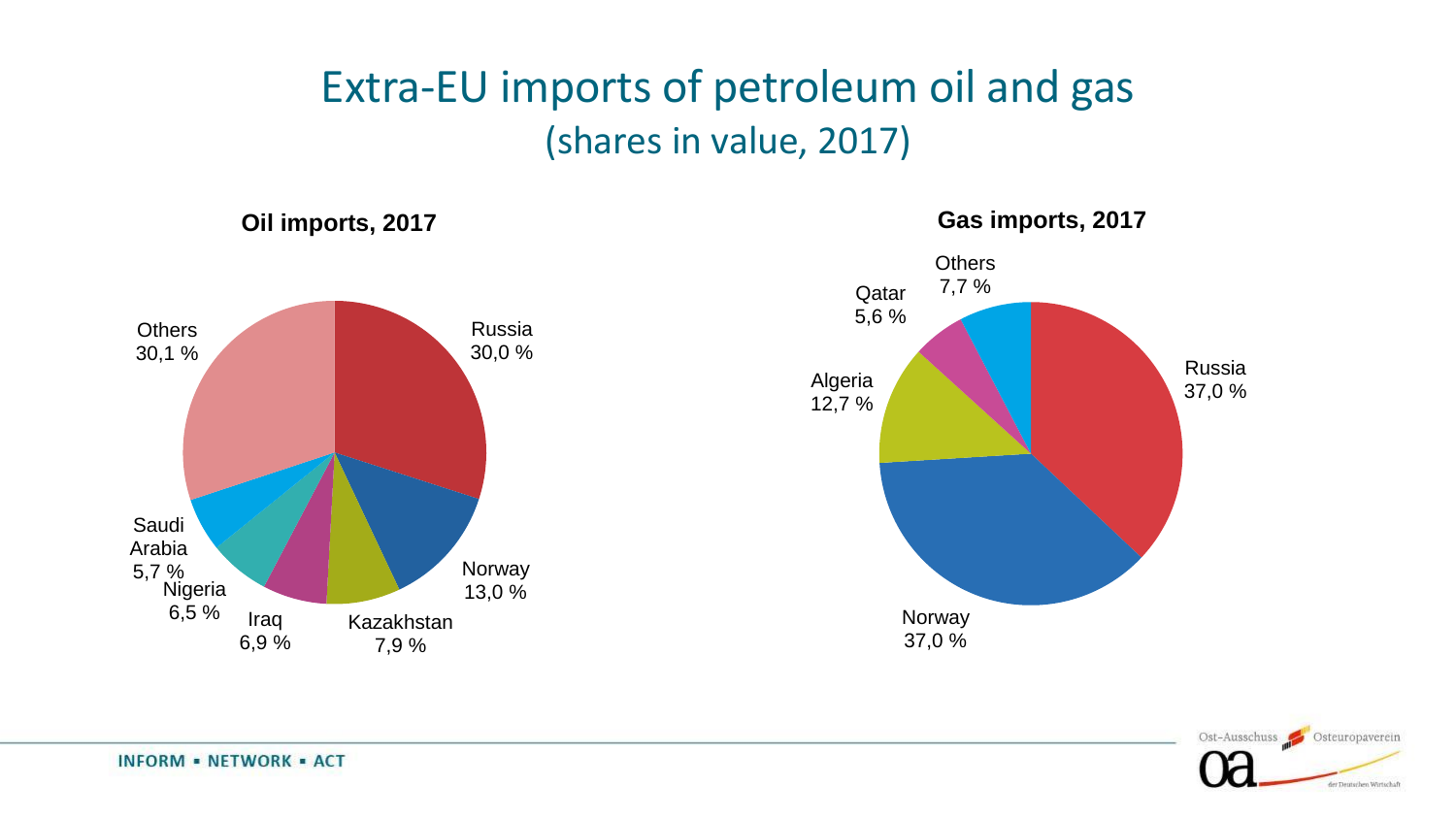# Extra-EU imports of petroleum oil and gas

## (shares in value, 2017)

**Oil imports, 2017**

| Country | Share |
|---|---|
| Russia | 30,0 % |
| Norway | 13,0 % |
| Kazakhstan | 7,9 % |
| Iraq | 6,9 % |
| Nigeria | 6,5 % |
| Saudi Arabia | 5,7 % |
| Others | 30,1 % |

**Gas imports, 2017**

| Country | Share |
|---|---|
| Russia | 37,0 % |
| Norway | 37,0 % |
| Algeria | 12,7 % |
| Qatar | 5,6 % |
| Others | 7,7 % |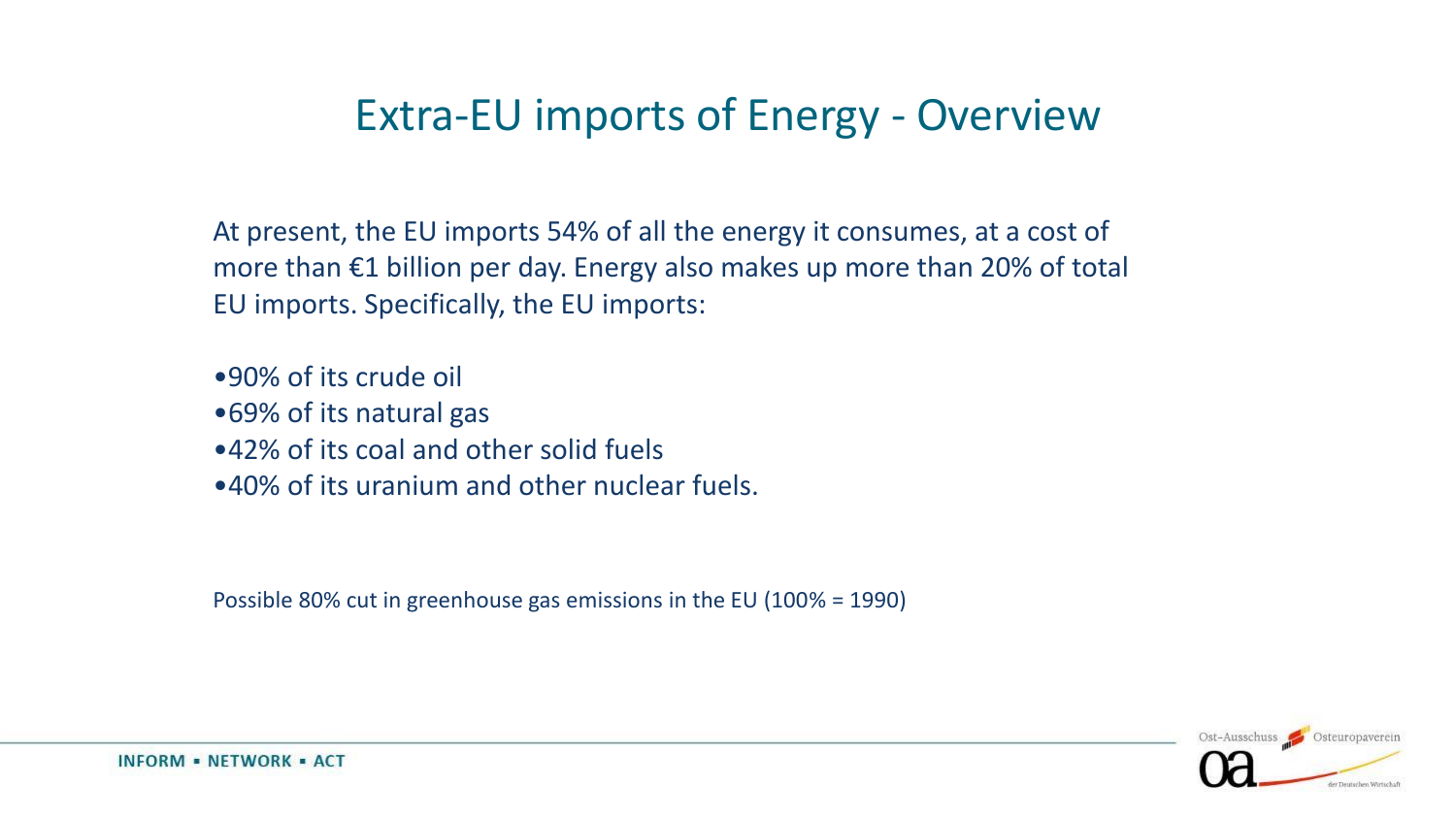# Extra-EU imports of Energy - Overview

At present, the EU imports 54% of all the energy it consumes, at a cost of more than €1 billion per day. Energy also makes up more than 20% of total EU imports. Specifically, the EU imports:

- 90% of its crude oil
- 69% of its natural gas
- 42% of its coal and other solid fuels
- 40% of its uranium and other nuclear fuels.

Possible 80% cut in greenhouse gas emissions in the EU (100% = 1990)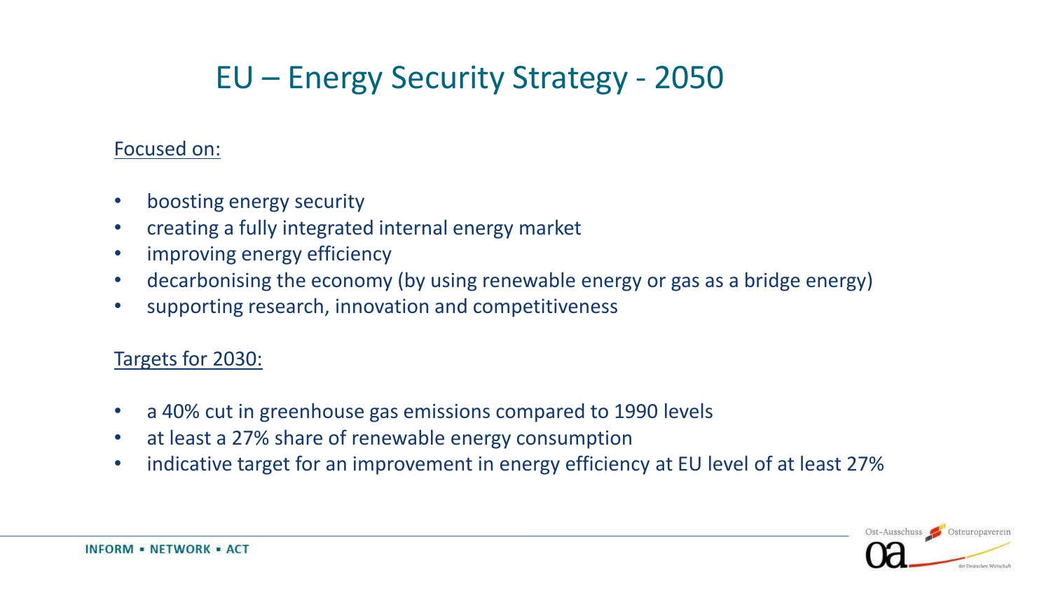# EU – Energy Security Strategy - 2050

Focused on:

- boosting energy security
- creating a fully integrated internal energy market
- improving energy efficiency
- decarbonising the economy (by using renewable energy or gas as a bridge energy)
- supporting research, innovation and competitiveness

Targets for 2030:

- a 40% cut in greenhouse gas emissions compared to 1990 levels
- at least a 27% share of renewable energy consumption
- indicative target for an improvement in energy efficiency at EU level of at least 27%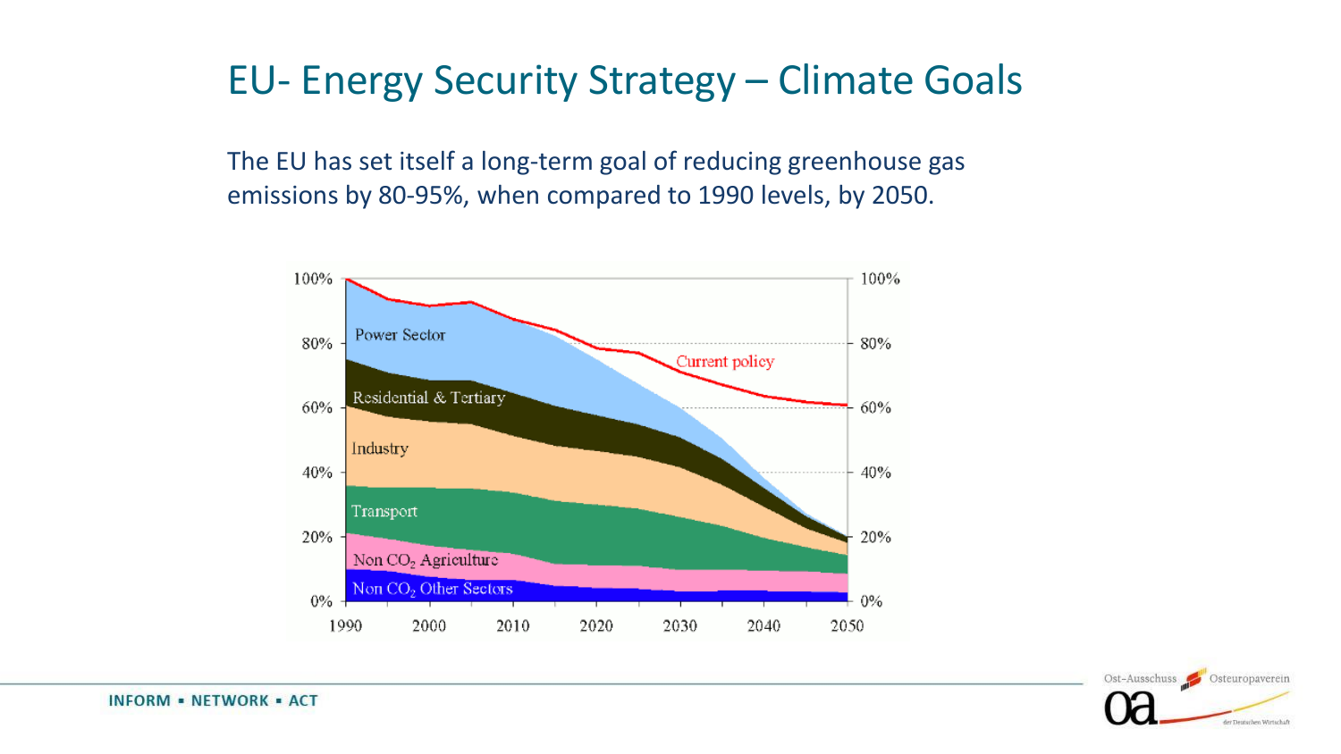# EU- Energy Security Strategy – Climate Goals

The EU has set itself a long-term goal of reducing greenhouse gas emissions by 80-95%, when compared to 1990 levels, by 2050.

100% 100%

Power Sector

80% 80%

Current policy

Residential & Tertiary

60% 60%

Industry

40% 40%

Transport

20% 20%

Non $CO_2$ Agriculture

Non $CO_2$ Other Sectors

0% 0%

1990 2000 2010 2020 2030 2040 2050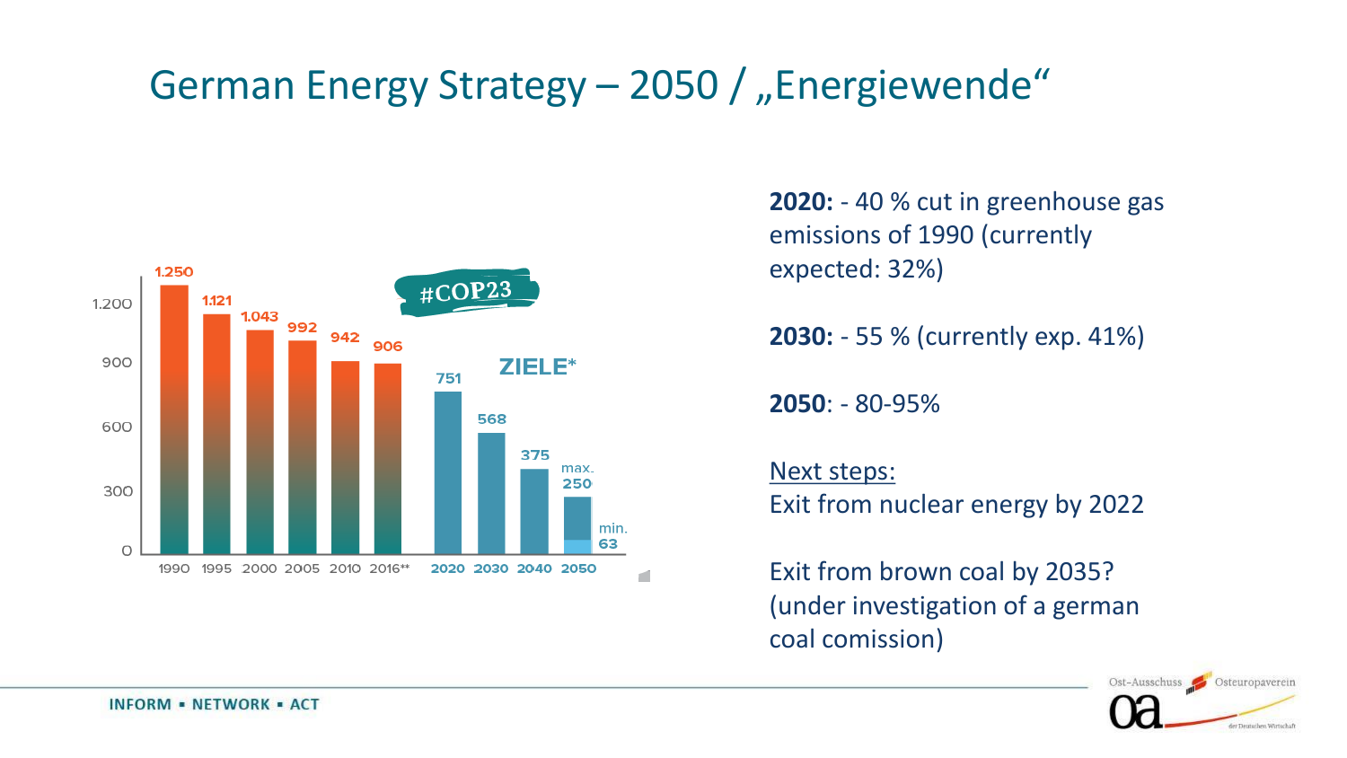# German Energy Strategy – 2050 / „Energiewende“

| Year | Value |
| --- | --- |
| 1990 | 1.250 |
| 1995 | 1.121 |
| 2000 | 1.043 |
| 2005 | 992 |
| 2010 | 942 |
| 2016** | 906 |
| 2020 | 751 |
| 2030 | 568 |
| 2040 | 375 |
| 2050 | max. 250 / min. 63 |

#COP23

ZIELE*

**2020:** - 40 % cut in greenhouse gas emissions of 1990 (currently expected: 32%)

**2030:** - 55 % (currently exp. 41%)

**2050**: - 80-95%

Next steps:
Exit from nuclear energy by 2022

Exit from brown coal by 2035? (under investigation of a german coal comission)

INFORM ▪ NETWORK ▪ ACT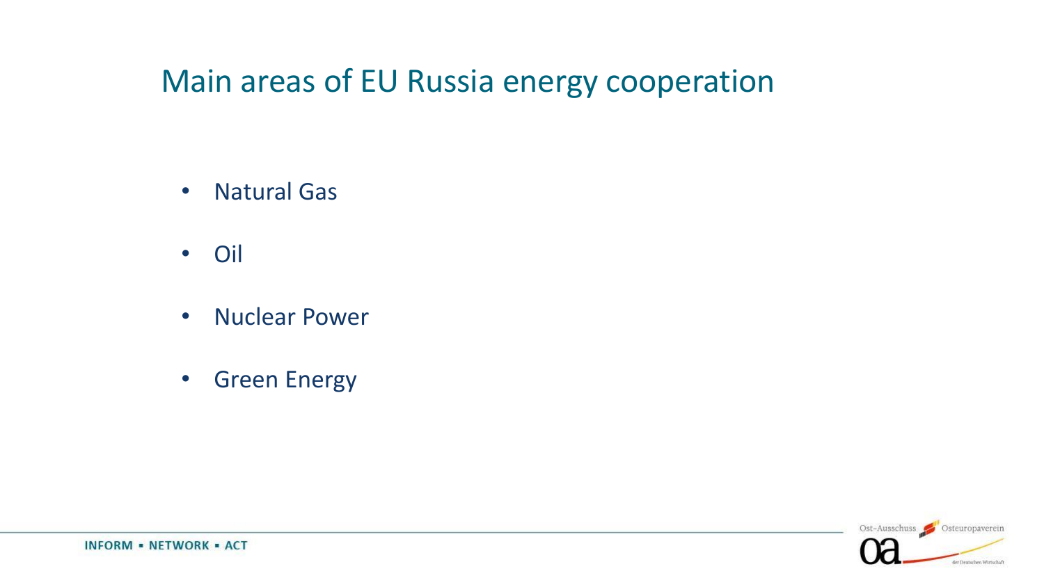# Main areas of EU Russia energy cooperation

- Natural Gas
- Oil
- Nuclear Power
- Green Energy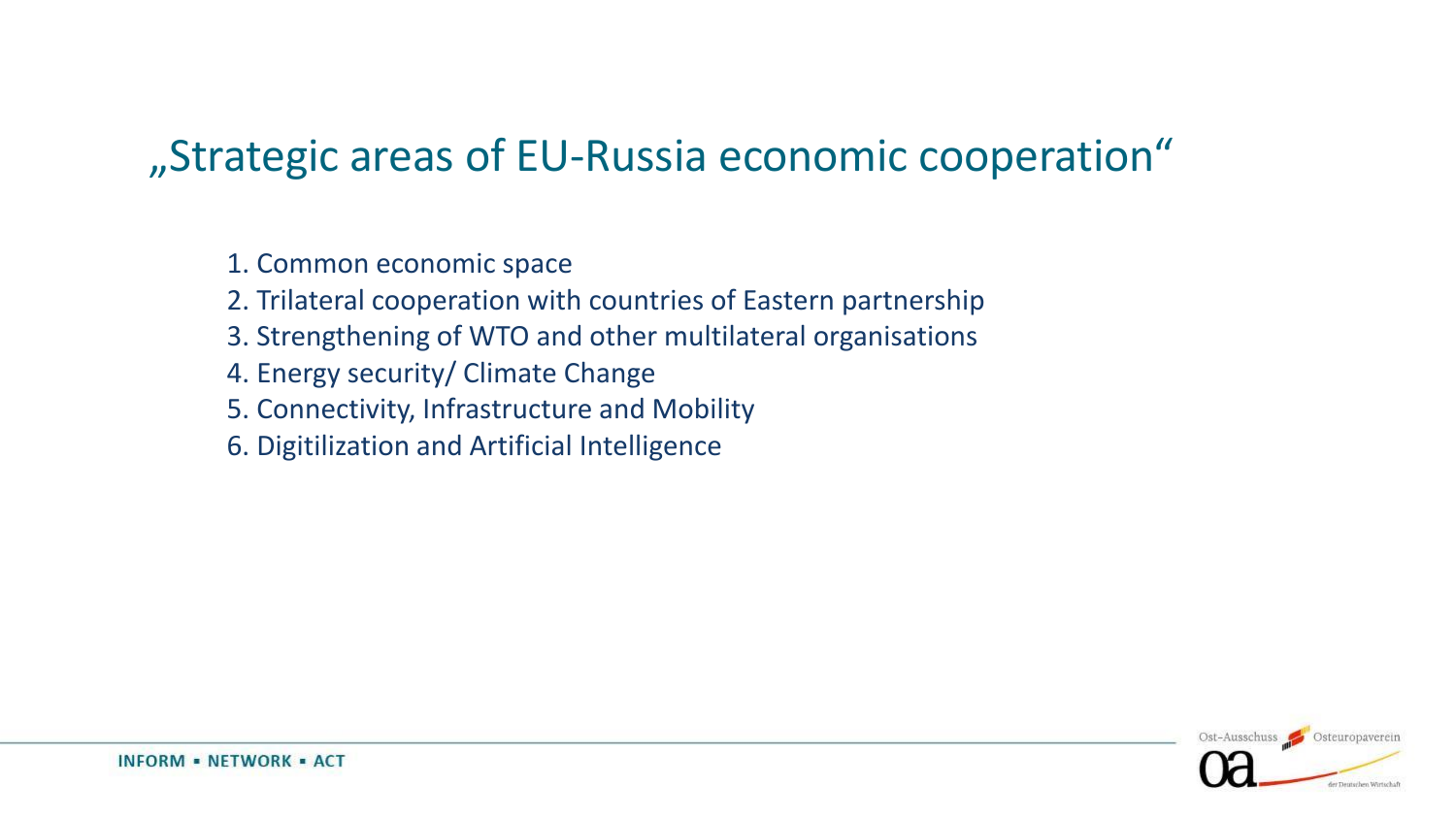# „Strategic areas of EU-Russia economic cooperation"

1. Common economic space
2. Trilateral cooperation with countries of Eastern partnership
3. Strengthening of WTO and other multilateral organisations
4. Energy security/ Climate Change
5. Connectivity, Infrastructure and Mobility
6. Digitilization and Artificial Intelligence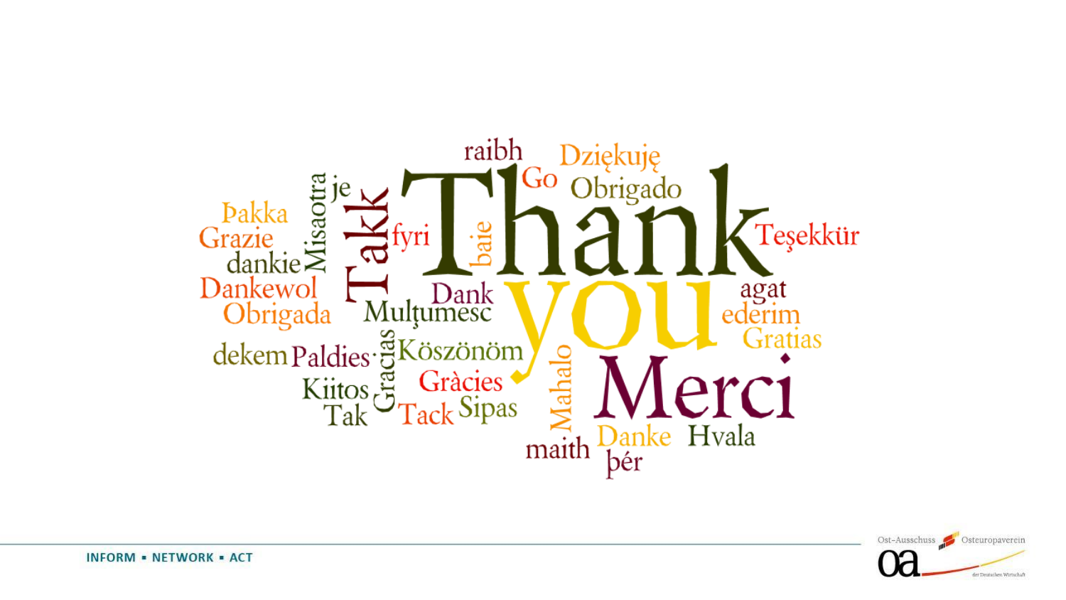Thank you

Merci

raibh Dziękuję Go Obrigado

je Misaotra Takk fyri baie Teşekkür

Þakka Grazie dankie Dankewol Obrigada

Dank Multumesc agat ederim Gratias

dekem Paldies Gracias Köszönöm Mahalo

Kiitos Tak Gràcies Tack Sipas

maith Danke þér Hvala

INFORM ▪ NETWORK ▪ ACT